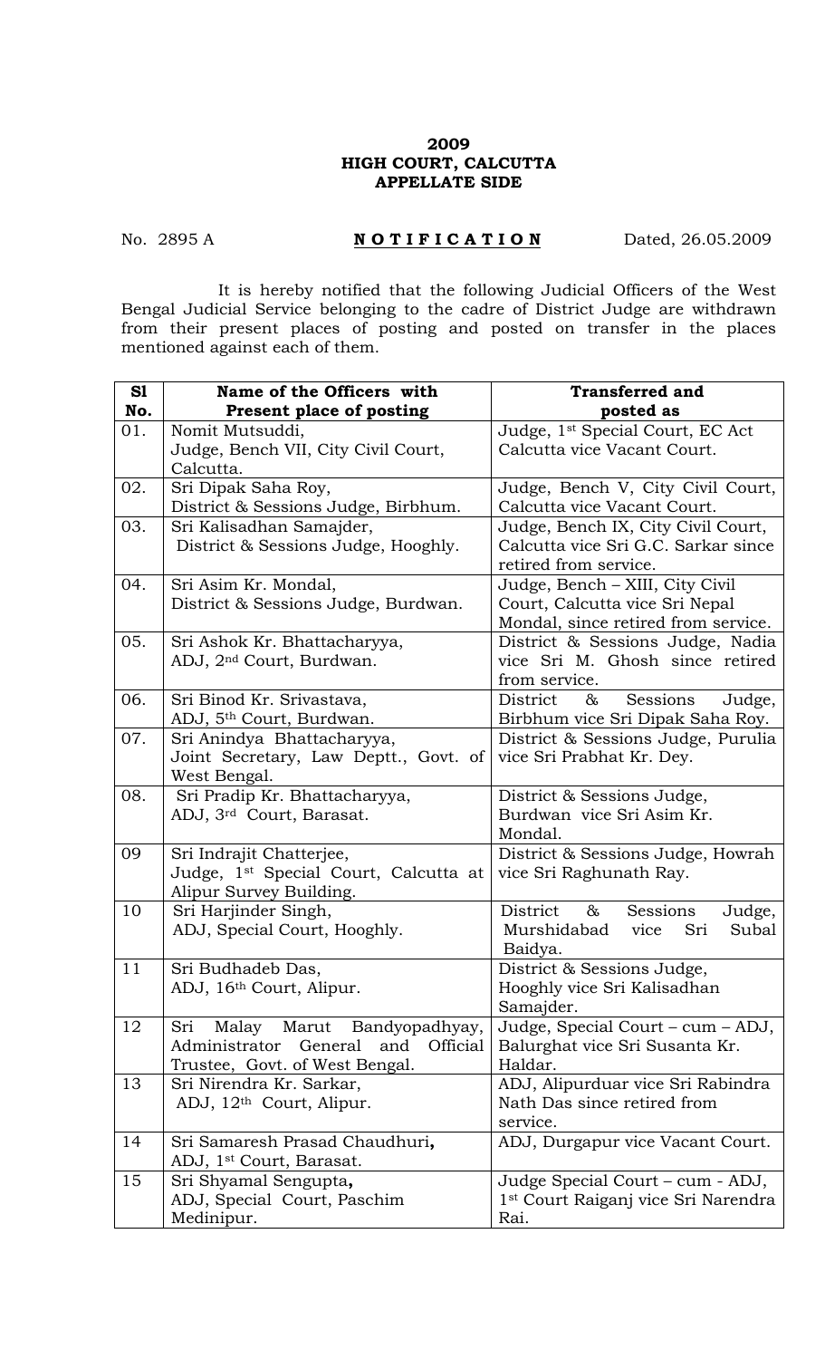**2009**
**HIGH COURT, CALCUTTA**
**APPELLATE SIDE**

No. 2895 A **NOTIFICATION** Dated, 26.05.2009

It is hereby notified that the following Judicial Officers of the West Bengal Judicial Service belonging to the cadre of District Judge are withdrawn from their present places of posting and posted on transfer in the places mentioned against each of them.

| Sl No. | Name of the Officers with Present place of posting | Transferred and posted as |
|---|---|---|
| 01. | Nomit Mutsuddi, Judge, Bench VII, City Civil Court, Calcutta. | Judge, 1st Special Court, EC Act Calcutta vice Vacant Court. |
| 02. | Sri Dipak Saha Roy, District & Sessions Judge, Birbhum. | Judge, Bench V, City Civil Court, Calcutta vice Vacant Court. |
| 03. | Sri Kalisadhan Samajder, District & Sessions Judge, Hooghly. | Judge, Bench IX, City Civil Court, Calcutta vice Sri G.C. Sarkar since retired from service. |
| 04. | Sri Asim Kr. Mondal, District & Sessions Judge, Burdwan. | Judge, Bench – XIII, City Civil Court, Calcutta vice Sri Nepal Mondal, since retired from service. |
| 05. | Sri Ashok Kr. Bhattacharyya, ADJ, 2nd Court, Burdwan. | District & Sessions Judge, Nadia vice Sri M. Ghosh since retired from service. |
| 06. | Sri Binod Kr. Srivastava, ADJ, 5th Court, Burdwan. | District & Sessions Judge, Birbhum vice Sri Dipak Saha Roy. |
| 07. | Sri Anindya Bhattacharyya, Joint Secretary, Law Deptt., Govt. of West Bengal. | District & Sessions Judge, Purulia vice Sri Prabhat Kr. Dey. |
| 08. | Sri Pradip Kr. Bhattacharyya, ADJ, 3rd Court, Barasat. | District & Sessions Judge, Burdwan vice Sri Asim Kr. Mondal. |
| 09 | Sri Indrajit Chatterjee, Judge, 1st Special Court, Calcutta at Alipur Survey Building. | District & Sessions Judge, Howrah vice Sri Raghunath Ray. |
| 10 | Sri Harjinder Singh, ADJ, Special Court, Hooghly. | District & Sessions Judge, Murshidabad vice Sri Subal Baidya. |
| 11 | Sri Budhadeb Das, ADJ, 16th Court, Alipur. | District & Sessions Judge, Hooghly vice Sri Kalisadhan Samajder. |
| 12 | Sri Malay Marut Bandyopadhyay, Administrator General and Official Trustee, Govt. of West Bengal. | Judge, Special Court – cum – ADJ, Balurghat vice Sri Susanta Kr. Haldar. |
| 13 | Sri Nirendra Kr. Sarkar, ADJ, 12th Court, Alipur. | ADJ, Alipurduar vice Sri Rabindra Nath Das since retired from service. |
| 14 | Sri Samaresh Prasad Chaudhuri, ADJ, 1st Court, Barasat. | ADJ, Durgapur vice Vacant Court. |
| 15 | Sri Shyamal Sengupta, ADJ, Special Court, Paschim Medinipur. | Judge Special Court – cum - ADJ, 1st Court Raiganj vice Sri Narendra Rai. |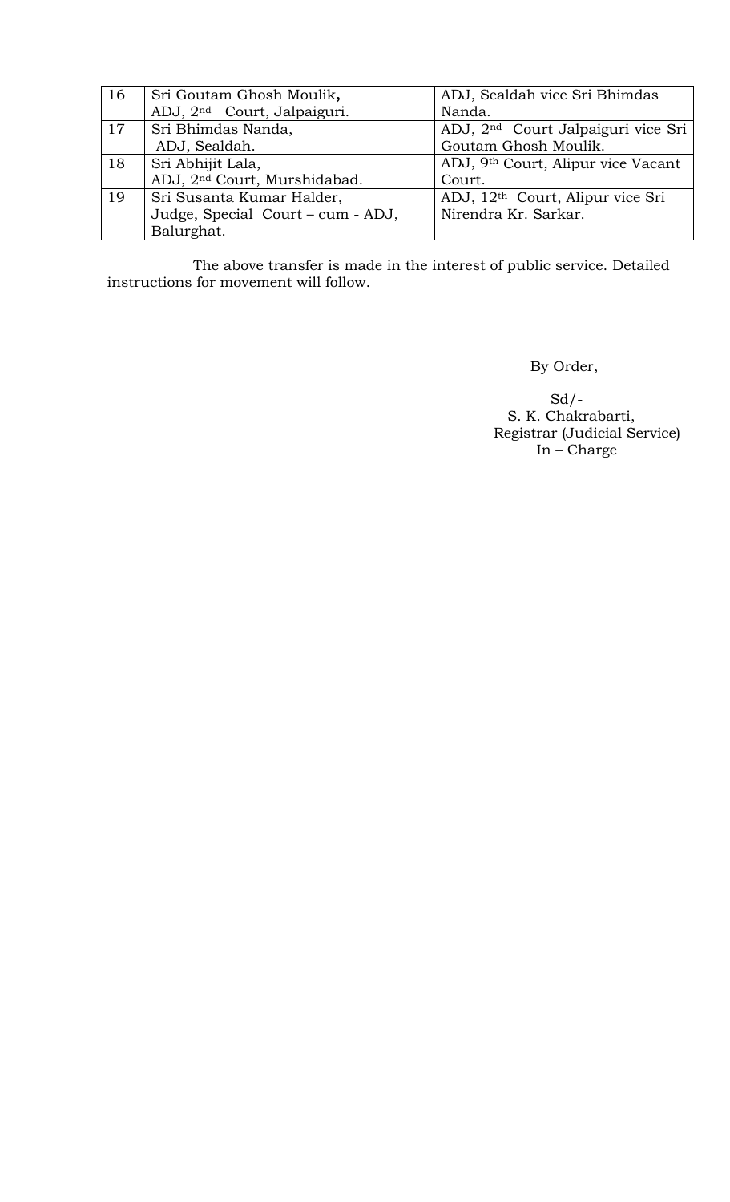| | | |
|---|---|---|
| 16 | Sri Goutam Ghosh Moulik**,** ADJ, 2nd Court, Jalpaiguri. | ADJ, Sealdah vice Sri Bhimdas Nanda. |
| 17 | Sri Bhimdas Nanda, ADJ, Sealdah. | ADJ, 2nd Court Jalpaiguri vice Sri Goutam Ghosh Moulik. |
| 18 | Sri Abhijit Lala, ADJ, 2nd Court, Murshidabad. | ADJ, 9th Court, Alipur vice Vacant Court. |
| 19 | Sri Susanta Kumar Halder, Judge, Special Court – cum - ADJ, Balurghat. | ADJ, 12th Court, Alipur vice Sri Nirendra Kr. Sarkar. |

The above transfer is made in the interest of public service. Detailed instructions for movement will follow.

By Order,

Sd/-
S. K. Chakrabarti,
Registrar (Judicial Service)
In – Charge